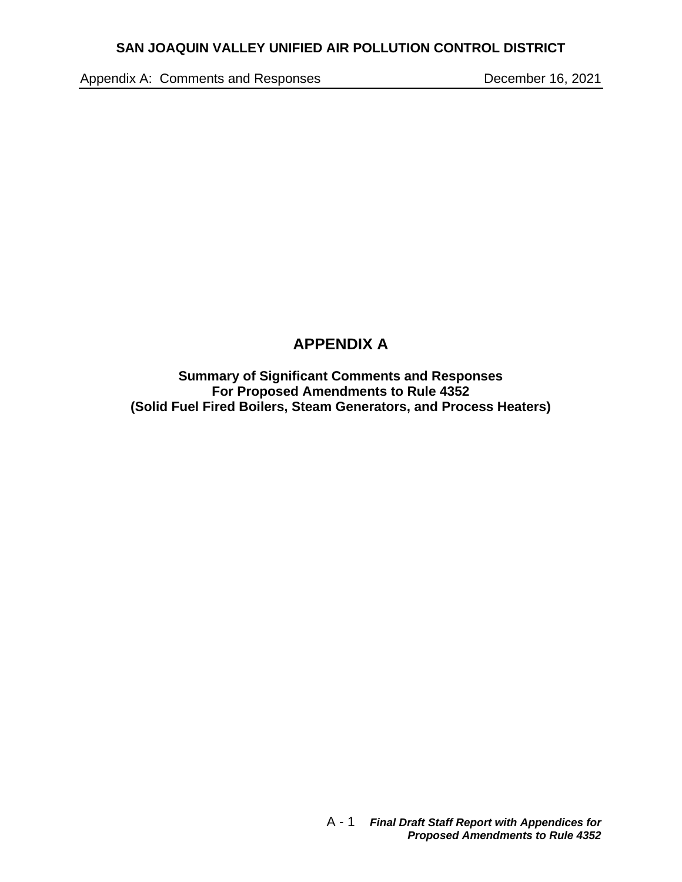# APPENDIX A

**Summary of Significant Comments and Responses**
**For Proposed Amendments to Rule 4352**
**(Solid Fuel Fired Boilers, Steam Generators, and Process Heaters)**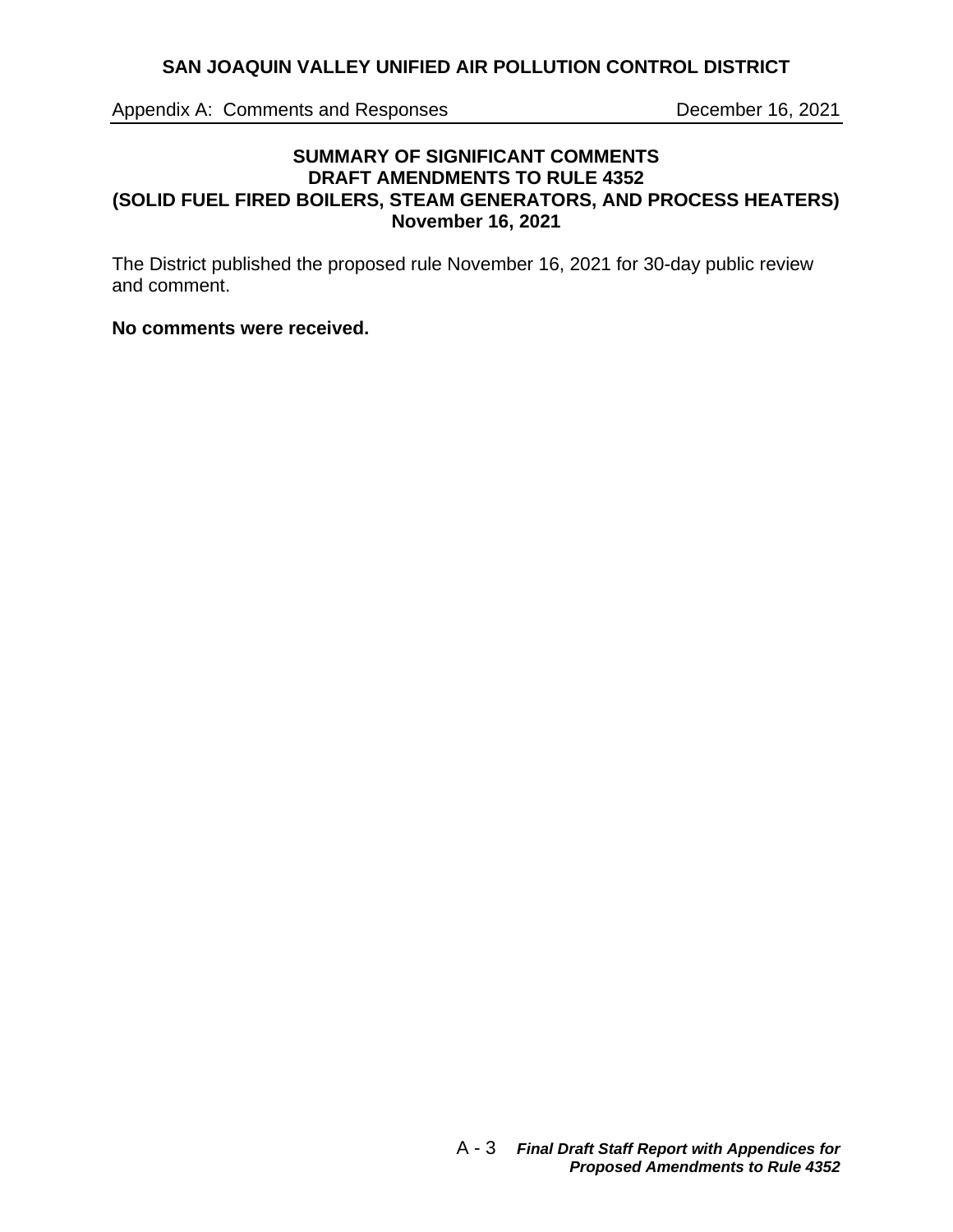## SUMMARY OF SIGNIFICANT COMMENTS
## DRAFT AMENDMENTS TO RULE 4352
## (SOLID FUEL FIRED BOILERS, STEAM GENERATORS, AND PROCESS HEATERS)
## November 16, 2021

The District published the proposed rule November 16, 2021 for 30-day public review and comment.

**No comments were received.**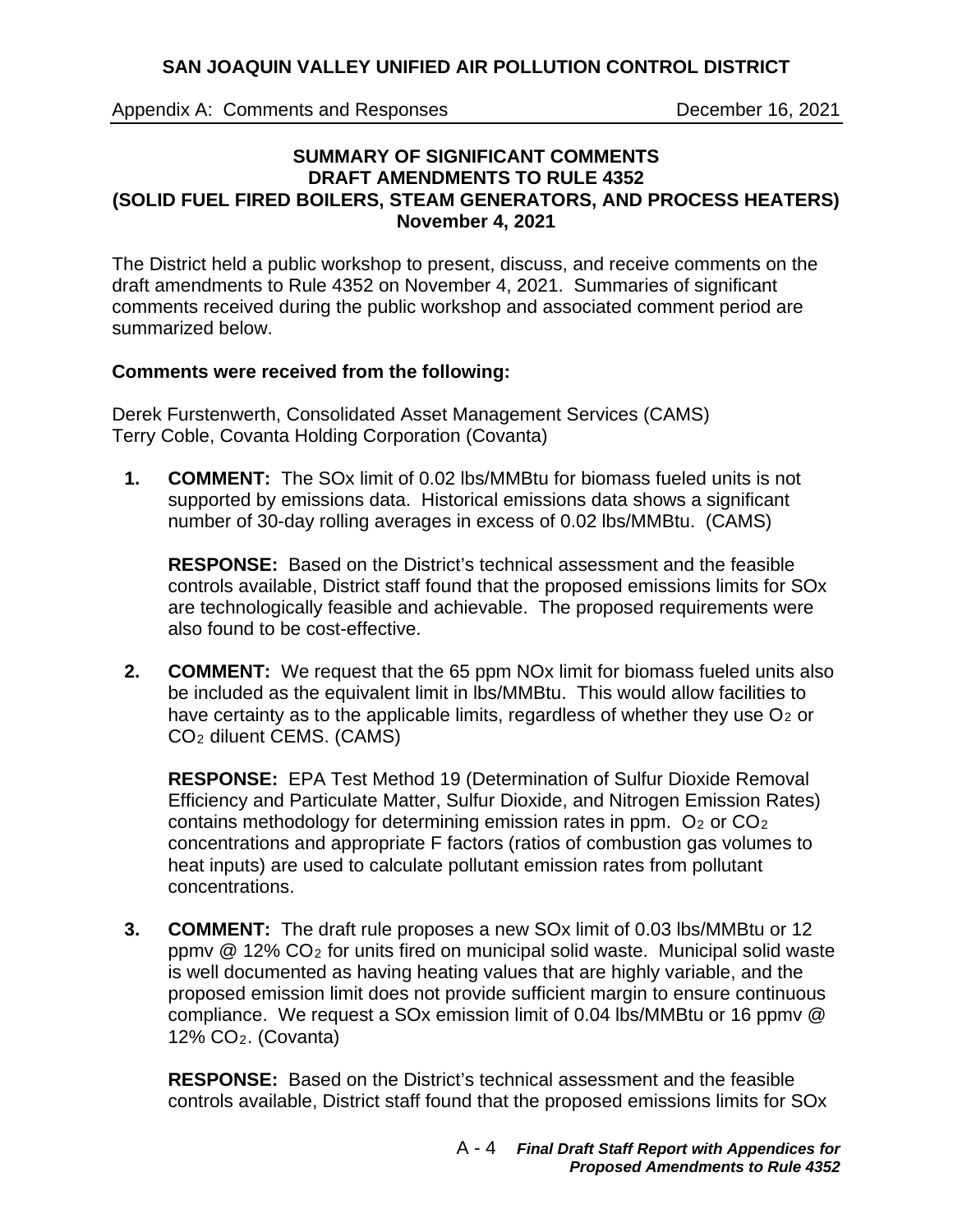**SUMMARY OF SIGNIFICANT COMMENTS**
**DRAFT AMENDMENTS TO RULE 4352**
**(SOLID FUEL FIRED BOILERS, STEAM GENERATORS, AND PROCESS HEATERS)**
**November 4, 2021**

The District held a public workshop to present, discuss, and receive comments on the draft amendments to Rule 4352 on November 4, 2021. Summaries of significant comments received during the public workshop and associated comment period are summarized below.

**Comments were received from the following:**

Derek Furstenwerth, Consolidated Asset Management Services (CAMS)
Terry Coble, Covanta Holding Corporation (Covanta)

1. **COMMENT:** The SOx limit of 0.02 lbs/MMBtu for biomass fueled units is not supported by emissions data. Historical emissions data shows a significant number of 30-day rolling averages in excess of 0.02 lbs/MMBtu. (CAMS)

   **RESPONSE:** Based on the District's technical assessment and the feasible controls available, District staff found that the proposed emissions limits for SOx are technologically feasible and achievable. The proposed requirements were also found to be cost-effective.

2. **COMMENT:** We request that the 65 ppm NOx limit for biomass fueled units also be included as the equivalent limit in lbs/MMBtu. This would allow facilities to have certainty as to the applicable limits, regardless of whether they use $O_2$ or $CO_2$ diluent CEMS. (CAMS)

   **RESPONSE:** EPA Test Method 19 (Determination of Sulfur Dioxide Removal Efficiency and Particulate Matter, Sulfur Dioxide, and Nitrogen Emission Rates) contains methodology for determining emission rates in ppm. $O_2$ or $CO_2$ concentrations and appropriate F factors (ratios of combustion gas volumes to heat inputs) are used to calculate pollutant emission rates from pollutant concentrations.

3. **COMMENT:** The draft rule proposes a new SOx limit of 0.03 lbs/MMBtu or 12 ppmv @ 12% $CO_2$ for units fired on municipal solid waste. Municipal solid waste is well documented as having heating values that are highly variable, and the proposed emission limit does not provide sufficient margin to ensure continuous compliance. We request a SOx emission limit of 0.04 lbs/MMBtu or 16 ppmv @ 12% $CO_2$. (Covanta)

   **RESPONSE:** Based on the District's technical assessment and the feasible controls available, District staff found that the proposed emissions limits for SOx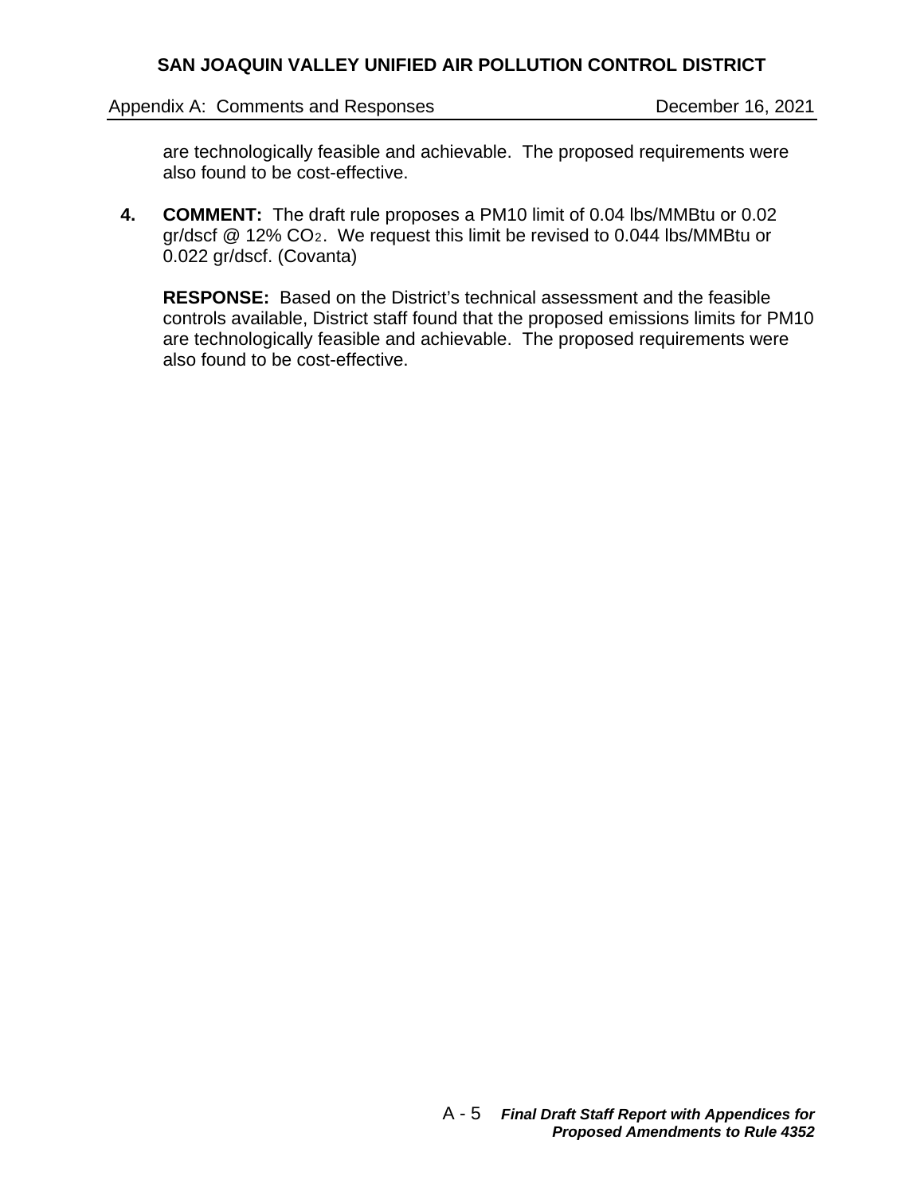are technologically feasible and achievable. The proposed requirements were also found to be cost-effective.

4. **COMMENT:** The draft rule proposes a PM10 limit of 0.04 lbs/MMBtu or 0.02 gr/dscf @ 12% $CO_2$. We request this limit be revised to 0.044 lbs/MMBtu or 0.022 gr/dscf. (Covanta)

   **RESPONSE:** Based on the District's technical assessment and the feasible controls available, District staff found that the proposed emissions limits for PM10 are technologically feasible and achievable. The proposed requirements were also found to be cost-effective.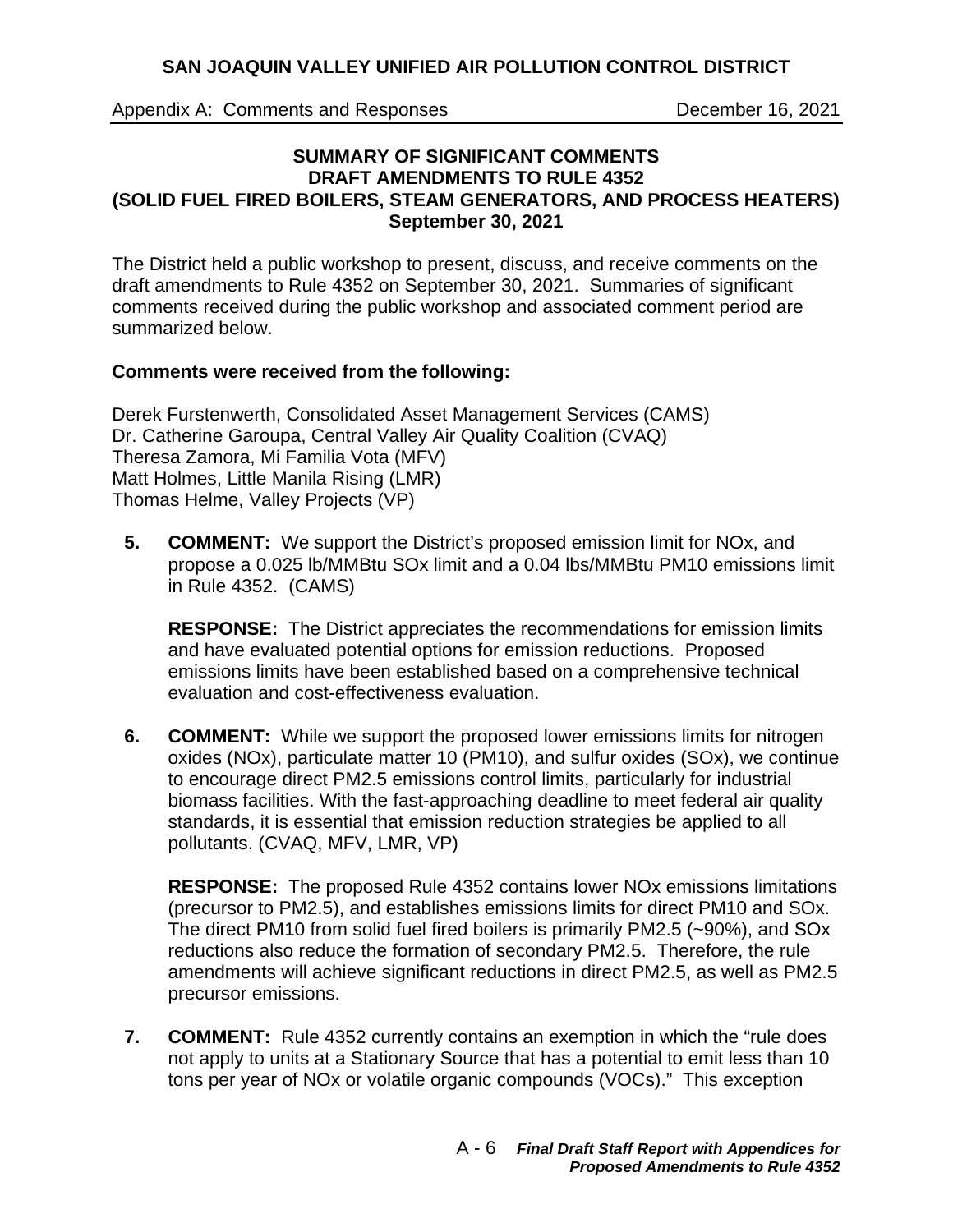**SUMMARY OF SIGNIFICANT COMMENTS**
**DRAFT AMENDMENTS TO RULE 4352**
**(SOLID FUEL FIRED BOILERS, STEAM GENERATORS, AND PROCESS HEATERS)**
**September 30, 2021**

The District held a public workshop to present, discuss, and receive comments on the draft amendments to Rule 4352 on September 30, 2021. Summaries of significant comments received during the public workshop and associated comment period are summarized below.

**Comments were received from the following:**

Derek Furstenwerth, Consolidated Asset Management Services (CAMS)
Dr. Catherine Garoupa, Central Valley Air Quality Coalition (CVAQ)
Theresa Zamora, Mi Familia Vota (MFV)
Matt Holmes, Little Manila Rising (LMR)
Thomas Helme, Valley Projects (VP)

5. **COMMENT:** We support the District's proposed emission limit for NOx, and propose a 0.025 lb/MMBtu SOx limit and a 0.04 lbs/MMBtu PM10 emissions limit in Rule 4352. (CAMS)

   **RESPONSE:** The District appreciates the recommendations for emission limits and have evaluated potential options for emission reductions. Proposed emissions limits have been established based on a comprehensive technical evaluation and cost-effectiveness evaluation.

6. **COMMENT:** While we support the proposed lower emissions limits for nitrogen oxides (NOx), particulate matter 10 (PM10), and sulfur oxides (SOx), we continue to encourage direct PM2.5 emissions control limits, particularly for industrial biomass facilities. With the fast-approaching deadline to meet federal air quality standards, it is essential that emission reduction strategies be applied to all pollutants. (CVAQ, MFV, LMR, VP)

   **RESPONSE:** The proposed Rule 4352 contains lower NOx emissions limitations (precursor to PM2.5), and establishes emissions limits for direct PM10 and SOx. The direct PM10 from solid fuel fired boilers is primarily PM2.5 (~90%), and SOx reductions also reduce the formation of secondary PM2.5. Therefore, the rule amendments will achieve significant reductions in direct PM2.5, as well as PM2.5 precursor emissions.

7. **COMMENT:** Rule 4352 currently contains an exemption in which the "rule does not apply to units at a Stationary Source that has a potential to emit less than 10 tons per year of NOx or volatile organic compounds (VOCs)." This exception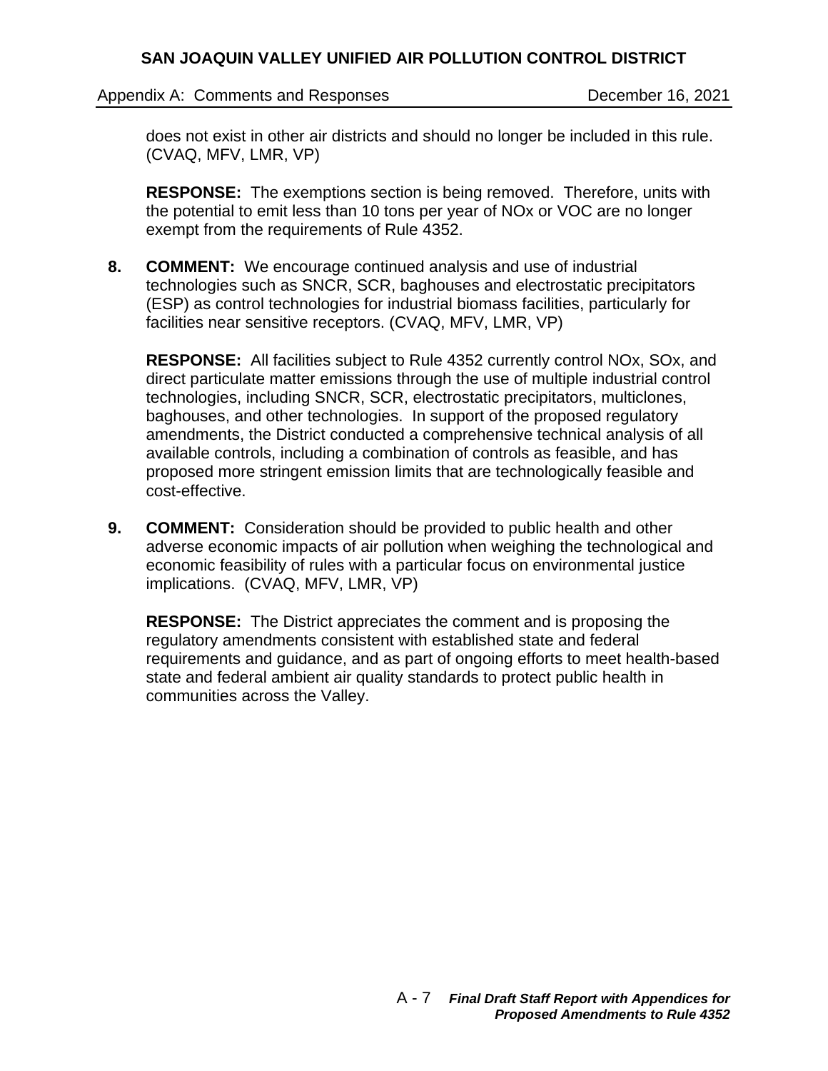does not exist in other air districts and should no longer be included in this rule. (CVAQ, MFV, LMR, VP)

**RESPONSE:** The exemptions section is being removed. Therefore, units with the potential to emit less than 10 tons per year of NOx or VOC are no longer exempt from the requirements of Rule 4352.

**8.** **COMMENT:** We encourage continued analysis and use of industrial technologies such as SNCR, SCR, baghouses and electrostatic precipitators (ESP) as control technologies for industrial biomass facilities, particularly for facilities near sensitive receptors. (CVAQ, MFV, LMR, VP)

**RESPONSE:** All facilities subject to Rule 4352 currently control NOx, SOx, and direct particulate matter emissions through the use of multiple industrial control technologies, including SNCR, SCR, electrostatic precipitators, multiclones, baghouses, and other technologies. In support of the proposed regulatory amendments, the District conducted a comprehensive technical analysis of all available controls, including a combination of controls as feasible, and has proposed more stringent emission limits that are technologically feasible and cost-effective.

**9.** **COMMENT:** Consideration should be provided to public health and other adverse economic impacts of air pollution when weighing the technological and economic feasibility of rules with a particular focus on environmental justice implications. (CVAQ, MFV, LMR, VP)

**RESPONSE:** The District appreciates the comment and is proposing the regulatory amendments consistent with established state and federal requirements and guidance, and as part of ongoing efforts to meet health-based state and federal ambient air quality standards to protect public health in communities across the Valley.